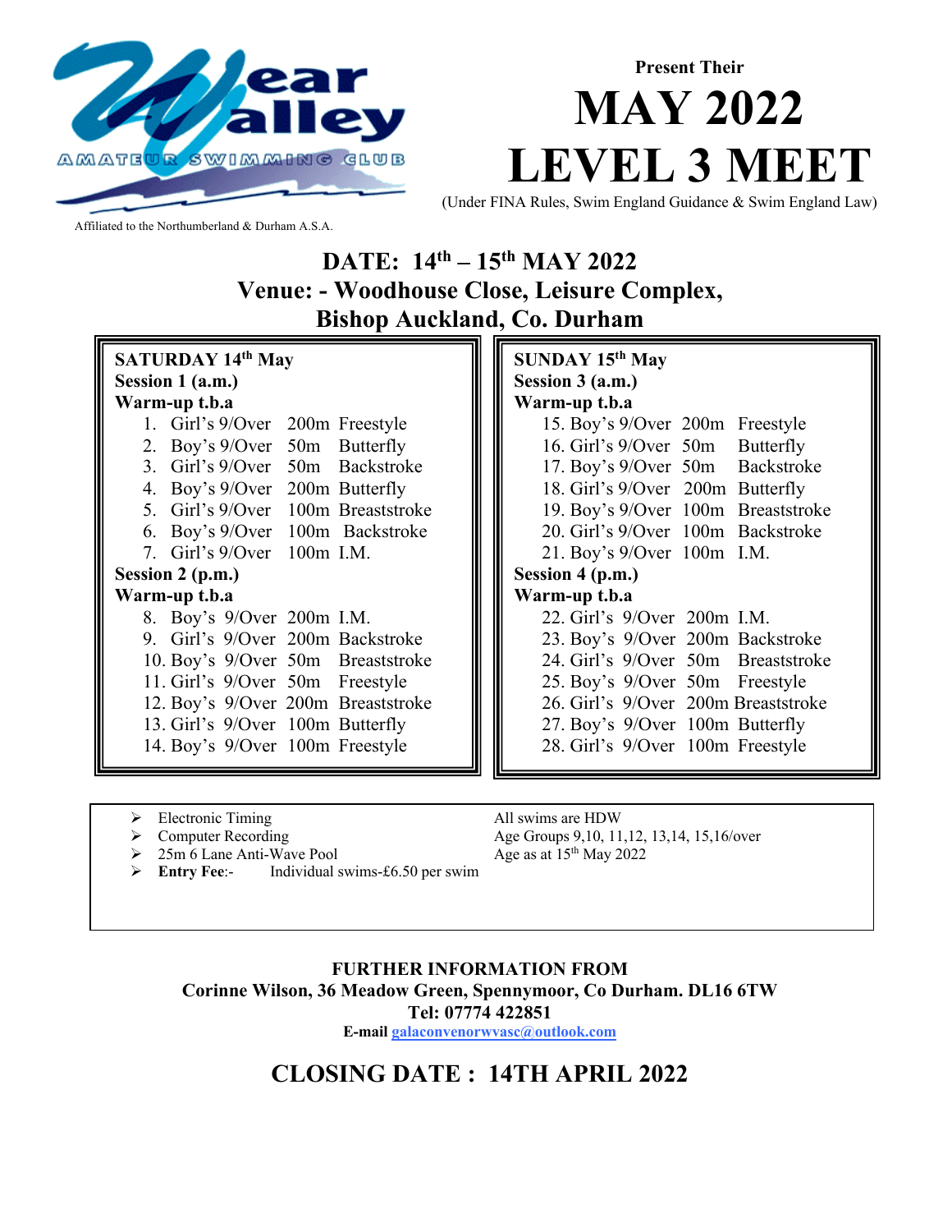Wear Valley Amateur Swimming Club

Affiliated to the Northumberland & Durham A.S.A.

Present Their

# MAY 2022 LEVEL 3 MEET

(Under FINA Rules, Swim England Guidance & Swim England Law)

## DATE: 14th – 15th MAY 2022
## Venue: - Woodhouse Close, Leisure Complex, Bishop Auckland, Co. Durham

**SATURDAY 14th May**

**Session 1 (a.m.)**

**Warm-up t.b.a**

1. Girl's 9/Over 200m Freestyle
2. Boy's 9/Over 50m Butterfly
3. Girl's 9/Over 50m Backstroke
4. Boy's 9/Over 200m Butterfly
5. Girl's 9/Over 100m Breaststroke
6. Boy's 9/Over 100m Backstroke
7. Girl's 9/Over 100m I.M.

**Session 2 (p.m.)**

**Warm-up t.b.a**

8. Boy's 9/Over 200m I.M.
9. Girl's 9/Over 200m Backstroke
10. Boy's 9/Over 50m Breaststroke
11. Girl's 9/Over 50m Freestyle
12. Boy's 9/Over 200m Breaststroke
13. Girl's 9/Over 100m Butterfly
14. Boy's 9/Over 100m Freestyle

**SUNDAY 15th May**

**Session 3 (a.m.)**

**Warm-up t.b.a**

15. Boy's 9/Over 200m Freestyle
16. Girl's 9/Over 50m Butterfly
17. Boy's 9/Over 50m Backstroke
18. Girl's 9/Over 200m Butterfly
19. Boy's 9/Over 100m Breaststroke
20. Girl's 9/Over 100m Backstroke
21. Boy's 9/Over 100m I.M.

**Session 4 (p.m.)**

**Warm-up t.b.a**

22. Girl's 9/Over 200m I.M.
23. Boy's 9/Over 200m Backstroke
24. Girl's 9/Over 50m Breaststroke
25. Boy's 9/Over 50m Freestyle
26. Girl's 9/Over 200m Breaststroke
27. Boy's 9/Over 100m Butterfly
28. Girl's 9/Over 100m Freestyle

- Electronic Timing
- Computer Recording
- 25m 6 Lane Anti-Wave Pool
- **Entry Fee**:- Individual swims-£6.50 per swim

All swims are HDW
Age Groups 9,10, 11,12, 13,14, 15,16/over
Age as at 15th May 2022

**FURTHER INFORMATION FROM**
**Corinne Wilson, 36 Meadow Green, Spennymoor, Co Durham. DL16 6TW**
**Tel: 07774 422851**
**E-mail** galaconvenorwvasc@outlook.com

## CLOSING DATE : 14TH APRIL 2022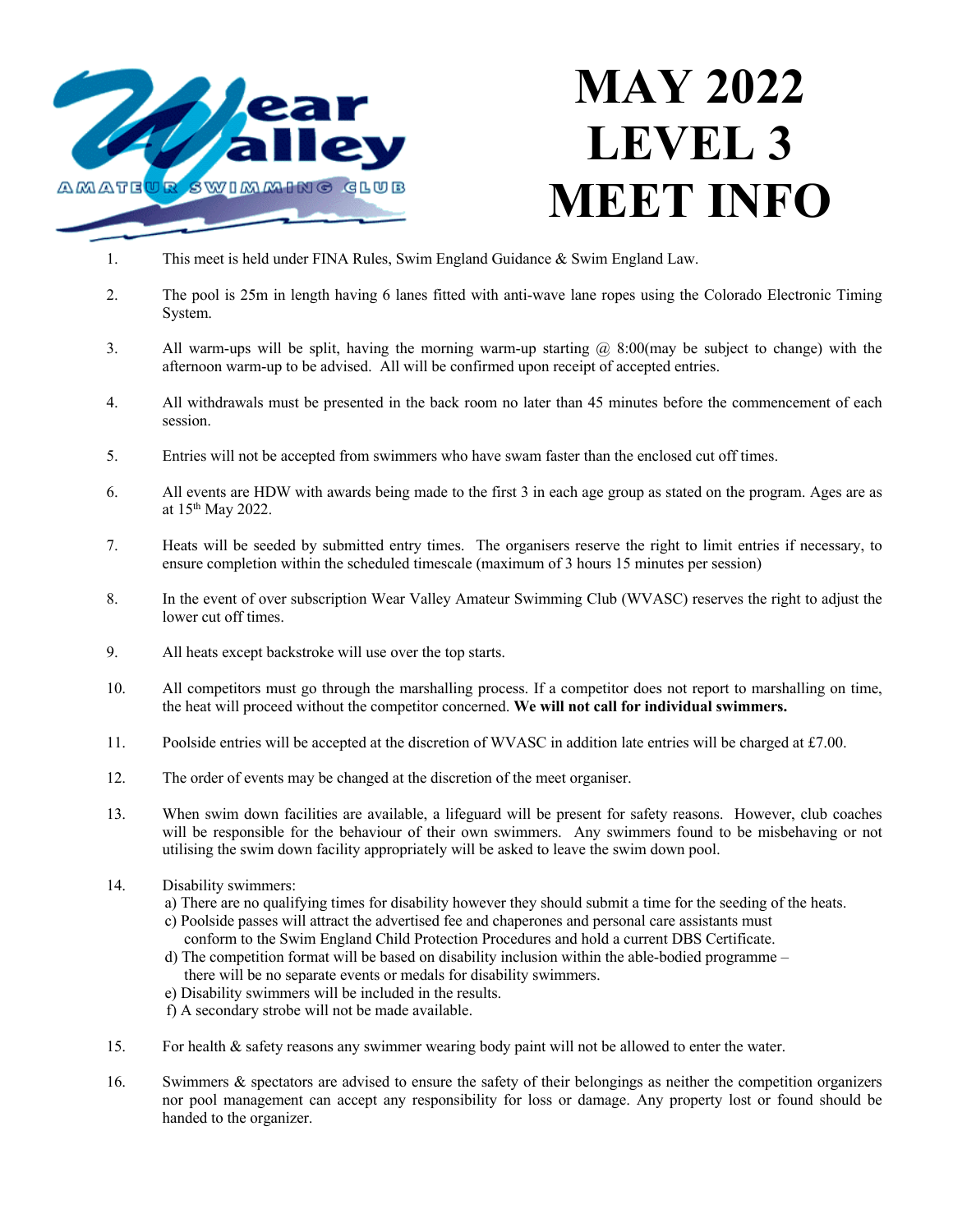Wear Valley AMATEUR SWIMMING CLUB

# MAY 2022 LEVEL 3 MEET INFO

1. This meet is held under FINA Rules, Swim England Guidance & Swim England Law.

2. The pool is 25m in length having 6 lanes fitted with anti-wave lane ropes using the Colorado Electronic Timing System.

3. All warm-ups will be split, having the morning warm-up starting @ 8:00(may be subject to change) with the afternoon warm-up to be advised. All will be confirmed upon receipt of accepted entries.

4. All withdrawals must be presented in the back room no later than 45 minutes before the commencement of each session.

5. Entries will not be accepted from swimmers who have swam faster than the enclosed cut off times.

6. All events are HDW with awards being made to the first 3 in each age group as stated on the program. Ages are as at 15th May 2022.

7. Heats will be seeded by submitted entry times. The organisers reserve the right to limit entries if necessary, to ensure completion within the scheduled timescale (maximum of 3 hours 15 minutes per session)

8. In the event of over subscription Wear Valley Amateur Swimming Club (WVASC) reserves the right to adjust the lower cut off times.

9. All heats except backstroke will use over the top starts.

10. All competitors must go through the marshalling process. If a competitor does not report to marshalling on time, the heat will proceed without the competitor concerned. **We will not call for individual swimmers.**

11. Poolside entries will be accepted at the discretion of WVASC in addition late entries will be charged at £7.00.

12. The order of events may be changed at the discretion of the meet organiser.

13. When swim down facilities are available, a lifeguard will be present for safety reasons. However, club coaches will be responsible for the behaviour of their own swimmers. Any swimmers found to be misbehaving or not utilising the swim down facility appropriately will be asked to leave the swim down pool.

14. Disability swimmers:
    a) There are no qualifying times for disability however they should submit a time for the seeding of the heats.
    c) Poolside passes will attract the advertised fee and chaperones and personal care assistants must conform to the Swim England Child Protection Procedures and hold a current DBS Certificate.
    d) The competition format will be based on disability inclusion within the able-bodied programme – there will be no separate events or medals for disability swimmers.
    e) Disability swimmers will be included in the results.
    f) A secondary strobe will not be made available.

15. For health & safety reasons any swimmer wearing body paint will not be allowed to enter the water.

16. Swimmers & spectators are advised to ensure the safety of their belongings as neither the competition organizers nor pool management can accept any responsibility for loss or damage. Any property lost or found should be handed to the organizer.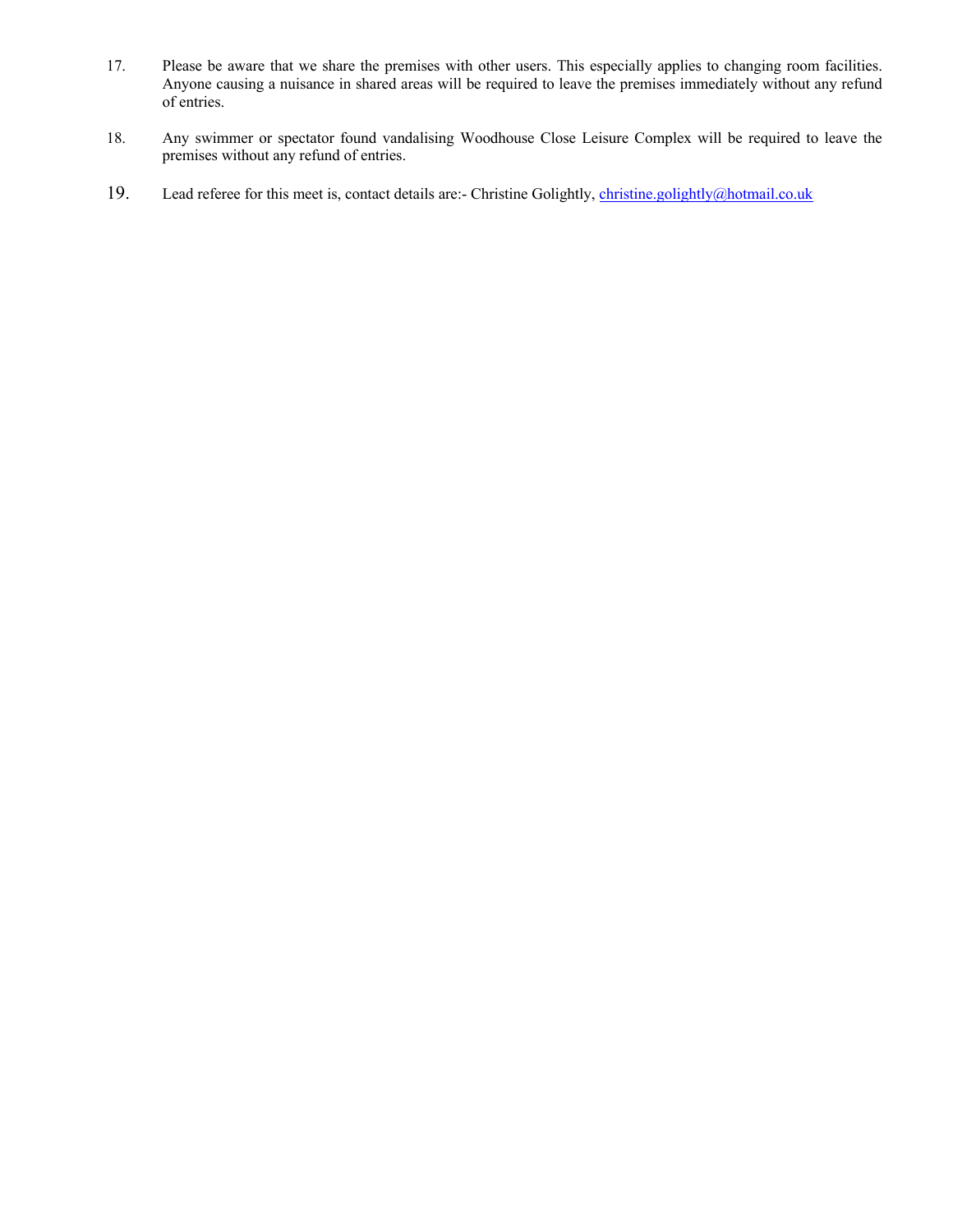17. Please be aware that we share the premises with other users. This especially applies to changing room facilities. Anyone causing a nuisance in shared areas will be required to leave the premises immediately without any refund of entries.

18. Any swimmer or spectator found vandalising Woodhouse Close Leisure Complex will be required to leave the premises without any refund of entries.

19. Lead referee for this meet is, contact details are:- Christine Golightly, christine.golightly@hotmail.co.uk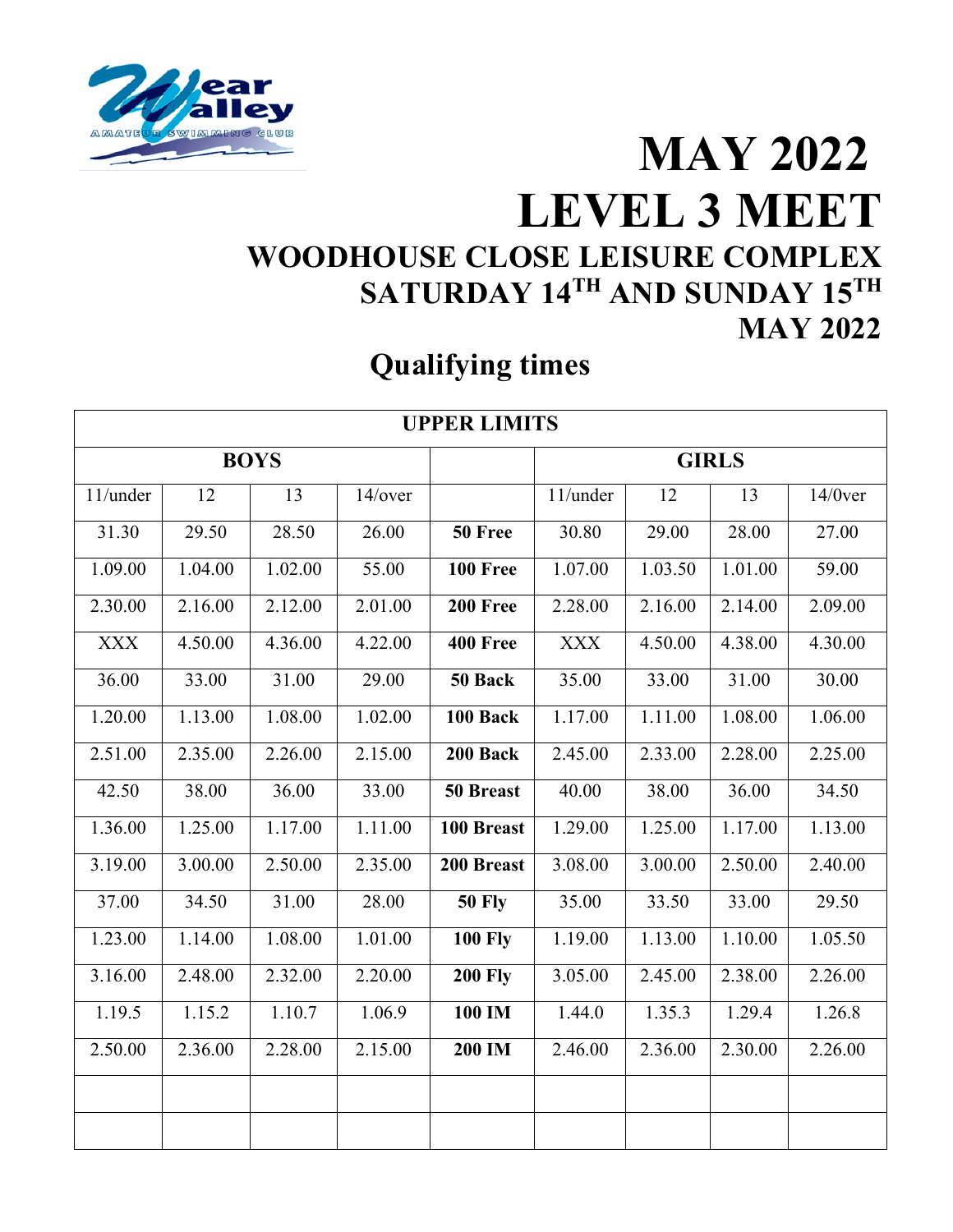# MAY 2022
# LEVEL 3 MEET

## WOODHOUSE CLOSE LEISURE COMPLEX
## SATURDAY 14TH AND SUNDAY 15TH MAY 2022

## Qualifying times

| UPPER LIMITS | | | | | | | | |
|---|---|---|---|---|---|---|---|---|
| BOYS | | | | | GIRLS | | | |
| 11/under | 12 | 13 | 14/over | | 11/under | 12 | 13 | 14/0ver |
| 31.30 | 29.50 | 28.50 | 26.00 | **50 Free** | 30.80 | 29.00 | 28.00 | 27.00 |
| 1.09.00 | 1.04.00 | 1.02.00 | 55.00 | **100 Free** | 1.07.00 | 1.03.50 | 1.01.00 | 59.00 |
| 2.30.00 | 2.16.00 | 2.12.00 | 2.01.00 | **200 Free** | 2.28.00 | 2.16.00 | 2.14.00 | 2.09.00 |
| XXX | 4.50.00 | 4.36.00 | 4.22.00 | **400 Free** | XXX | 4.50.00 | 4.38.00 | 4.30.00 |
| 36.00 | 33.00 | 31.00 | 29.00 | **50 Back** | 35.00 | 33.00 | 31.00 | 30.00 |
| 1.20.00 | 1.13.00 | 1.08.00 | 1.02.00 | **100 Back** | 1.17.00 | 1.11.00 | 1.08.00 | 1.06.00 |
| 2.51.00 | 2.35.00 | 2.26.00 | 2.15.00 | **200 Back** | 2.45.00 | 2.33.00 | 2.28.00 | 2.25.00 |
| 42.50 | 38.00 | 36.00 | 33.00 | **50 Breast** | 40.00 | 38.00 | 36.00 | 34.50 |
| 1.36.00 | 1.25.00 | 1.17.00 | 1.11.00 | **100 Breast** | 1.29.00 | 1.25.00 | 1.17.00 | 1.13.00 |
| 3.19.00 | 3.00.00 | 2.50.00 | 2.35.00 | **200 Breast** | 3.08.00 | 3.00.00 | 2.50.00 | 2.40.00 |
| 37.00 | 34.50 | 31.00 | 28.00 | **50 Fly** | 35.00 | 33.50 | 33.00 | 29.50 |
| 1.23.00 | 1.14.00 | 1.08.00 | 1.01.00 | **100 Fly** | 1.19.00 | 1.13.00 | 1.10.00 | 1.05.50 |
| 3.16.00 | 2.48.00 | 2.32.00 | 2.20.00 | **200 Fly** | 3.05.00 | 2.45.00 | 2.38.00 | 2.26.00 |
| 1.19.5 | 1.15.2 | 1.10.7 | 1.06.9 | **100 IM** | 1.44.0 | 1.35.3 | 1.29.4 | 1.26.8 |
| 2.50.00 | 2.36.00 | 2.28.00 | 2.15.00 | **200 IM** | 2.46.00 | 2.36.00 | 2.30.00 | 2.26.00 |
| | | | | | | | | |
| | | | | | | | | |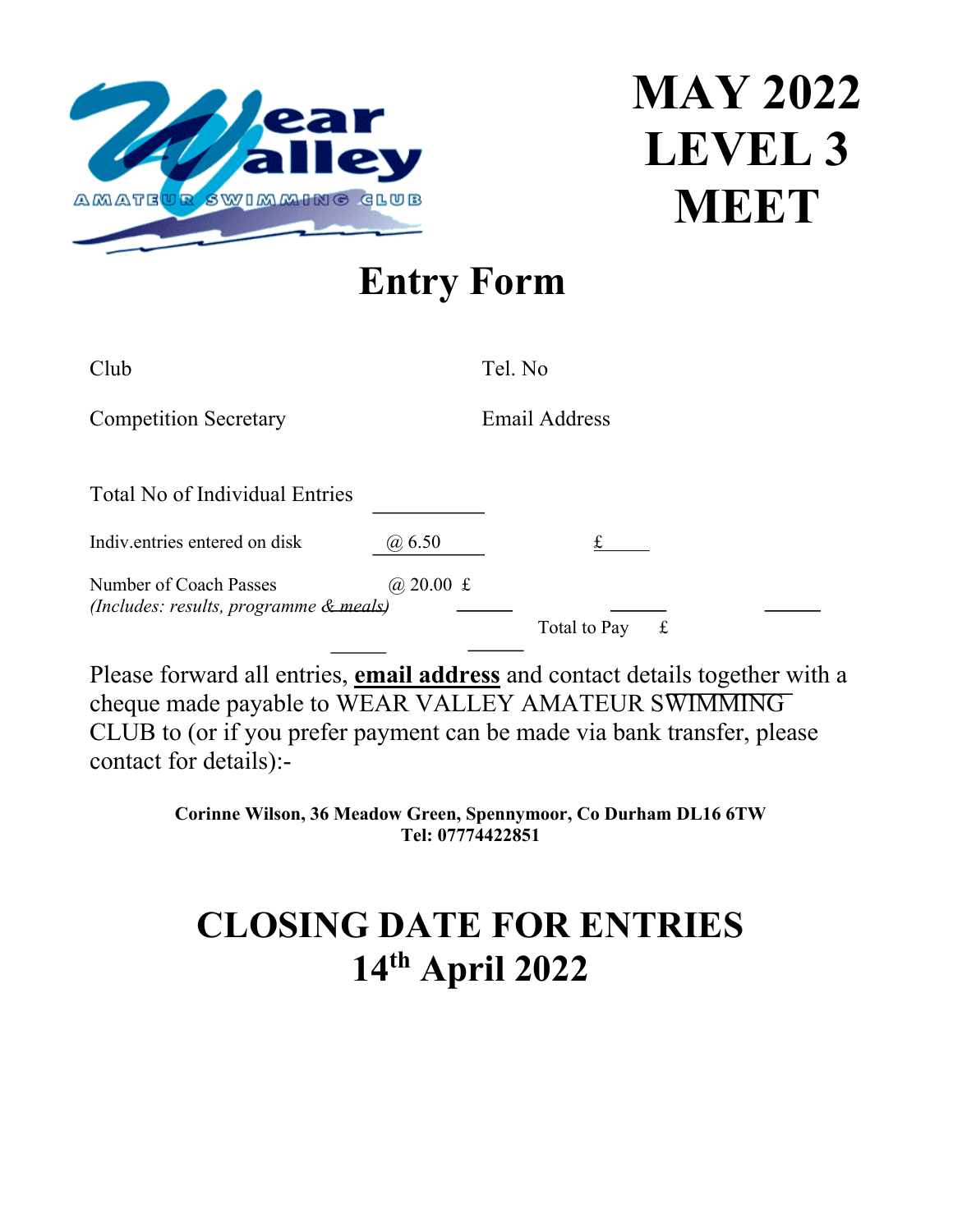# MAY 2022 LEVEL 3 MEET

## Entry Form

Club

Tel. No

Competition Secretary

Email Address

Total No of Individual Entries \_\_\_\_\_\_\_\_\_\_

Indiv.entries entered on disk @ 6.50 £\_\_\_\_\_

Number of Coach Passes @ 20.00 £
*(Includes: results, programme & meals)*

Total to Pay £

Please forward all entries, **email address** and contact details together with a cheque made payable to WEAR VALLEY AMATEUR SWIMMING CLUB to (or if you prefer payment can be made via bank transfer, please contact for details):-

**Corinne Wilson, 36 Meadow Green, Spennymoor, Co Durham DL16 6TW**
**Tel: 07774422851**

## CLOSING DATE FOR ENTRIES 14th April 2022